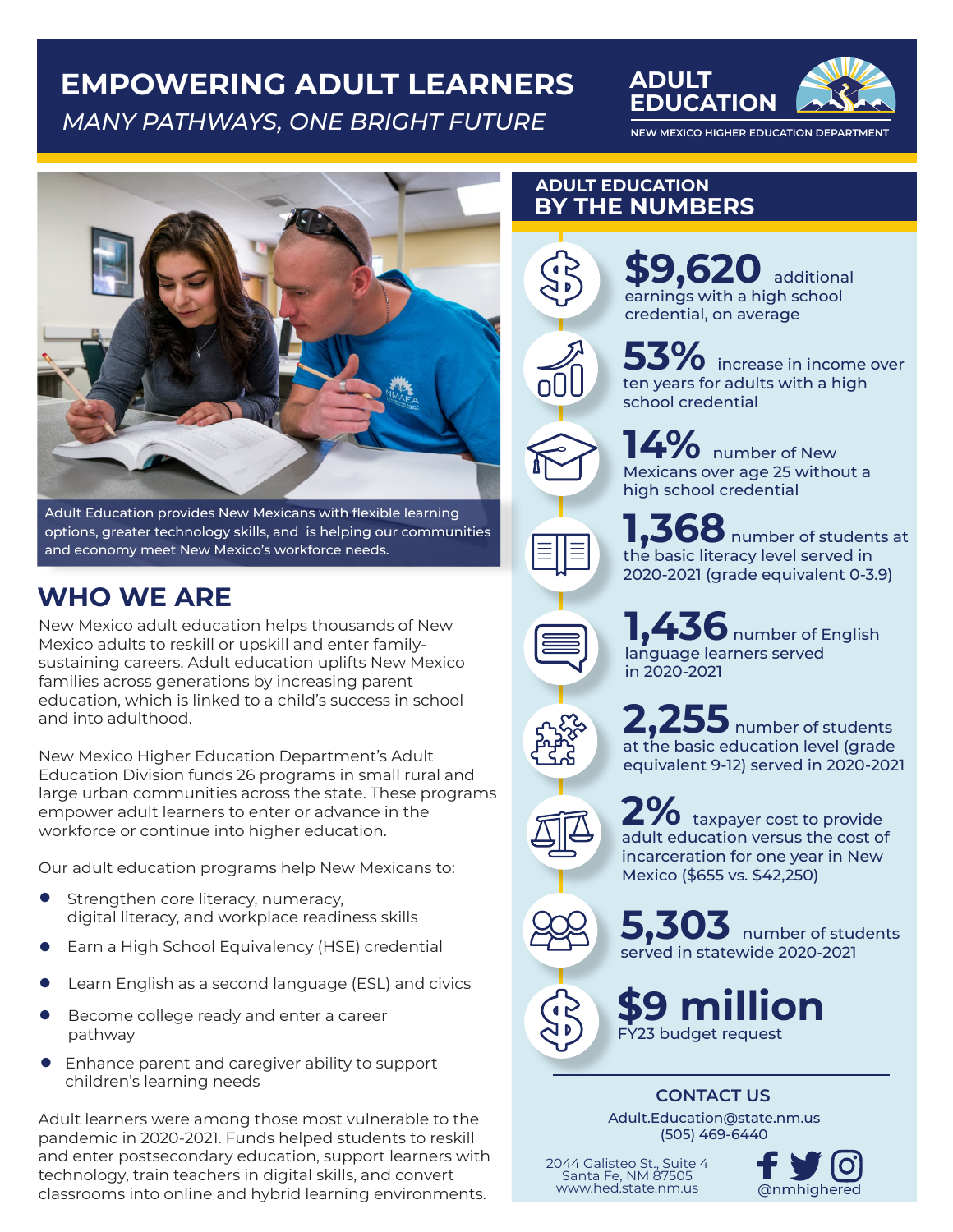# EMPOWERING ADULT LEARNERS

*MANY PATHWAYS, ONE BRIGHT FUTURE*

**ADULT EDUCATION**

NEW MEXICO HIGHER EDUCATION DEPARTMENT

Adult Education provides New Mexicans with flexible learning options, greater technology skills, and is helping our communities and economy meet New Mexico's workforce needs.

## WHO WE ARE

New Mexico adult education helps thousands of New Mexico adults to reskill or upskill and enter family-sustaining careers. Adult education uplifts New Mexico families across generations by increasing parent education, which is linked to a child's success in school and into adulthood.

New Mexico Higher Education Department's Adult Education Division funds 26 programs in small rural and large urban communities across the state. These programs empower adult learners to enter or advance in the workforce or continue into higher education.

Our adult education programs help New Mexicans to:

- Strengthen core literacy, numeracy, digital literacy, and workplace readiness skills
- Earn a High School Equivalency (HSE) credential
- Learn English as a second language (ESL) and civics
- Become college ready and enter a career pathway
- Enhance parent and caregiver ability to support children's learning needs

Adult learners were among those most vulnerable to the pandemic in 2020-2021. Funds helped students to reskill and enter postsecondary education, support learners with technology, train teachers in digital skills, and convert classrooms into online and hybrid learning environments.

## ADULT EDUCATION BY THE NUMBERS

**$9,620** additional earnings with a high school credential, on average

**53%** increase in income over ten years for adults with a high school credential

**14%** number of New Mexicans over age 25 without a high school credential

**1,368** number of students at the basic literacy level served in 2020-2021 (grade equivalent 0-3.9)

**1,436** number of English language learners served in 2020-2021

**2,255** number of students at the basic education level (grade equivalent 9-12) served in 2020-2021

**2%** taxpayer cost to provide adult education versus the cost of incarceration for one year in New Mexico ($655 vs. $42,250)

**5,303** number of students served in statewide 2020-2021

**$9 million** FY23 budget request

### CONTACT US

Adult.Education@state.nm.us
(505) 469-6440

2044 Galisteo St., Suite 4
Santa Fe, NM 87505
www.hed.state.nm.us

@nmhighered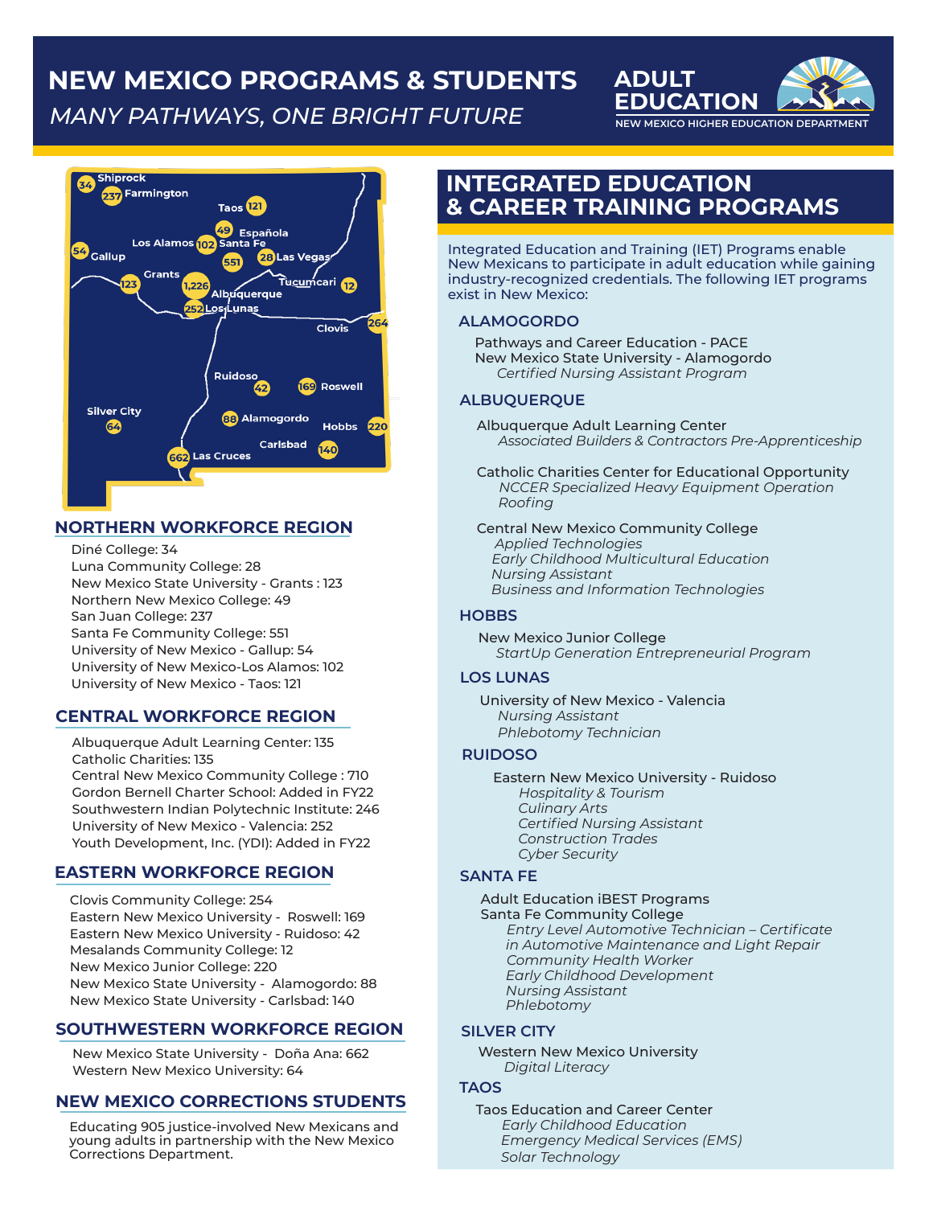# NEW MEXICO PROGRAMS & STUDENTS

*MANY PATHWAYS, ONE BRIGHT FUTURE*

**ADULT EDUCATION**
NEW MEXICO HIGHER EDUCATION DEPARTMENT

Shiprock 34
Farmington 237
Taos 121
Española 49
Los Alamos 102
Santa Fe 551
Gallup 54
Las Vegas 28
Grants 123
Albuquerque 1,226
Tucumcari 12
Los Lunas 252
Clovis 264
Ruidoso 42
Roswell 169
Silver City 64
Alamogordo 88
Hobbs 220
Carlsbad 140
Las Cruces 662

## NORTHERN WORKFORCE REGION

Diné College: 34
Luna Community College: 28
New Mexico State University - Grants : 123
Northern New Mexico College: 49
San Juan College: 237
Santa Fe Community College: 551
University of New Mexico - Gallup: 54
University of New Mexico-Los Alamos: 102
University of New Mexico - Taos: 121

## CENTRAL WORKFORCE REGION

Albuquerque Adult Learning Center: 135
Catholic Charities: 135
Central New Mexico Community College : 710
Gordon Bernell Charter School: Added in FY22
Southwestern Indian Polytechnic Institute: 246
University of New Mexico - Valencia: 252
Youth Development, Inc. (YDI): Added in FY22

## EASTERN WORKFORCE REGION

Clovis Community College: 254
Eastern New Mexico University - Roswell: 169
Eastern New Mexico University - Ruidoso: 42
Mesalands Community College: 12
New Mexico Junior College: 220
New Mexico State University - Alamogordo: 88
New Mexico State University - Carlsbad: 140

## SOUTHWESTERN WORKFORCE REGION

New Mexico State University - Doña Ana: 662
Western New Mexico University: 64

## NEW MEXICO CORRECTIONS STUDENTS

Educating 905 justice-involved New Mexicans and young adults in partnership with the New Mexico Corrections Department.

## INTEGRATED EDUCATION & CAREER TRAINING PROGRAMS

Integrated Education and Training (IET) Programs enable New Mexicans to participate in adult education while gaining industry-recognized credentials. The following IET programs exist in New Mexico:

### ALAMOGORDO

Pathways and Career Education - PACE
New Mexico State University - Alamogordo
*Certified Nursing Assistant Program*

### ALBUQUERQUE

Albuquerque Adult Learning Center
*Associated Builders & Contractors Pre-Apprenticeship*

Catholic Charities Center for Educational Opportunity
*NCCER Specialized Heavy Equipment Operation*
*Roofing*

Central New Mexico Community College
*Applied Technologies*
*Early Childhood Multicultural Education*
*Nursing Assistant*
*Business and Information Technologies*

### HOBBS

New Mexico Junior College
*StartUp Generation Entrepreneurial Program*

### LOS LUNAS

University of New Mexico - Valencia
*Nursing Assistant*
*Phlebotomy Technician*

### RUIDOSO

Eastern New Mexico University - Ruidoso
*Hospitality & Tourism*
*Culinary Arts*
*Certified Nursing Assistant*
*Construction Trades*
*Cyber Security*

### SANTA FE

Adult Education iBEST Programs
Santa Fe Community College
*Entry Level Automotive Technician – Certificate in Automotive Maintenance and Light Repair*
*Community Health Worker*
*Early Childhood Development*
*Nursing Assistant*
*Phlebotomy*

### SILVER CITY

Western New Mexico University
*Digital Literacy*

### TAOS

Taos Education and Career Center
*Early Childhood Education*
*Emergency Medical Services (EMS)*
*Solar Technology*